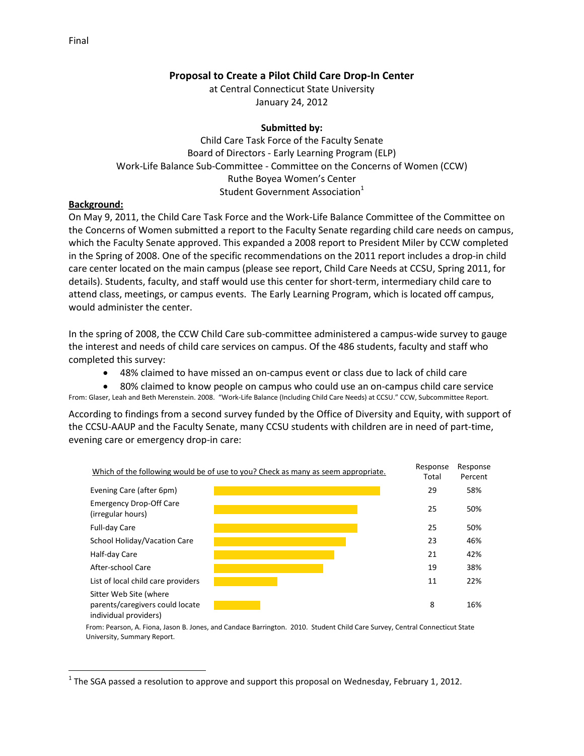Final

# Proposal to Create a Pilot Child Care Drop-In Center

at Central Connecticut State University
January 24, 2012

**Submitted by:**

Child Care Task Force of the Faculty Senate
Board of Directors - Early Learning Program (ELP)
Work-Life Balance Sub-Committee - Committee on the Concerns of Women (CCW)
Ruthe Boyea Women's Center
Student Government Association[1]

## Background:

On May 9, 2011, the Child Care Task Force and the Work-Life Balance Committee of the Committee on the Concerns of Women submitted a report to the Faculty Senate regarding child care needs on campus, which the Faculty Senate approved. This expanded a 2008 report to President Miler by CCW completed in the Spring of 2008. One of the specific recommendations on the 2011 report includes a drop-in child care center located on the main campus (please see report, Child Care Needs at CCSU, Spring 2011, for details). Students, faculty, and staff would use this center for short-term, intermediary child care to attend class, meetings, or campus events. The Early Learning Program, which is located off campus, would administer the center.

In the spring of 2008, the CCW Child Care sub-committee administered a campus-wide survey to gauge the interest and needs of child care services on campus. Of the 486 students, faculty and staff who completed this survey:

- 48% claimed to have missed an on-campus event or class due to lack of child care
- 80% claimed to know people on campus who could use an on-campus child care service

From: Glaser, Leah and Beth Merenstein. 2008. "Work-Life Balance (Including Child Care Needs) at CCSU." CCW, Subcommittee Report.

According to findings from a second survey funded by the Office of Diversity and Equity, with support of the CCSU-AAUP and the Faculty Senate, many CCSU students with children are in need of part-time, evening care or emergency drop-in care:

| Which of the following would be of use to you? Check as many as seem appropriate. | Response Total | Response Percent |
|---|---|---|
| Evening Care (after 6pm) | 29 | 58% |
| Emergency Drop-Off Care (irregular hours) | 25 | 50% |
| Full-day Care | 25 | 50% |
| School Holiday/Vacation Care | 23 | 46% |
| Half-day Care | 21 | 42% |
| After-school Care | 19 | 38% |
| List of local child care providers | 11 | 22% |
| Sitter Web Site (where parents/caregivers could locate individual providers) | 8 | 16% |

From: Pearson, A. Fiona, Jason B. Jones, and Candace Barrington. 2010. Student Child Care Survey, Central Connecticut State University, Summary Report.

[1] The SGA passed a resolution to approve and support this proposal on Wednesday, February 1, 2012.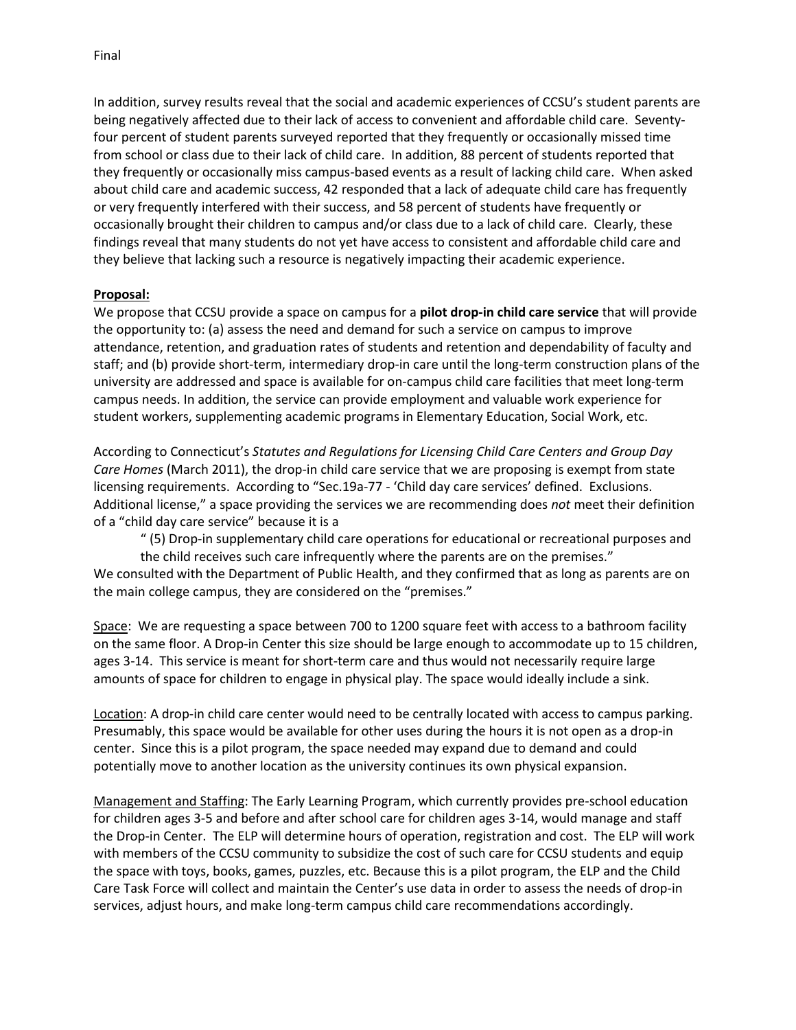In addition, survey results reveal that the social and academic experiences of CCSU's student parents are being negatively affected due to their lack of access to convenient and affordable child care. Seventy-four percent of student parents surveyed reported that they frequently or occasionally missed time from school or class due to their lack of child care. In addition, 88 percent of students reported that they frequently or occasionally miss campus-based events as a result of lacking child care. When asked about child care and academic success, 42 responded that a lack of adequate child care has frequently or very frequently interfered with their success, and 58 percent of students have frequently or occasionally brought their children to campus and/or class due to a lack of child care. Clearly, these findings reveal that many students do not yet have access to consistent and affordable child care and they believe that lacking such a resource is negatively impacting their academic experience.

**Proposal:**

We propose that CCSU provide a space on campus for a **pilot drop-in child care service** that will provide the opportunity to: (a) assess the need and demand for such a service on campus to improve attendance, retention, and graduation rates of students and retention and dependability of faculty and staff; and (b) provide short-term, intermediary drop-in care until the long-term construction plans of the university are addressed and space is available for on-campus child care facilities that meet long-term campus needs. In addition, the service can provide employment and valuable work experience for student workers, supplementing academic programs in Elementary Education, Social Work, etc.

According to Connecticut's *Statutes and Regulations for Licensing Child Care Centers and Group Day Care Homes* (March 2011), the drop-in child care service that we are proposing is exempt from state licensing requirements. According to "Sec.19a-77 - 'Child day care services' defined. Exclusions. Additional license," a space providing the services we are recommending does *not* meet their definition of a "child day care service" because it is a

> " (5) Drop-in supplementary child care operations for educational or recreational purposes and the child receives such care infrequently where the parents are on the premises."

We consulted with the Department of Public Health, and they confirmed that as long as parents are on the main college campus, they are considered on the "premises."

Space: We are requesting a space between 700 to 1200 square feet with access to a bathroom facility on the same floor. A Drop-in Center this size should be large enough to accommodate up to 15 children, ages 3-14. This service is meant for short-term care and thus would not necessarily require large amounts of space for children to engage in physical play. The space would ideally include a sink.

Location: A drop-in child care center would need to be centrally located with access to campus parking. Presumably, this space would be available for other uses during the hours it is not open as a drop-in center. Since this is a pilot program, the space needed may expand due to demand and could potentially move to another location as the university continues its own physical expansion.

Management and Staffing: The Early Learning Program, which currently provides pre-school education for children ages 3-5 and before and after school care for children ages 3-14, would manage and staff the Drop-in Center. The ELP will determine hours of operation, registration and cost. The ELP will work with members of the CCSU community to subsidize the cost of such care for CCSU students and equip the space with toys, books, games, puzzles, etc. Because this is a pilot program, the ELP and the Child Care Task Force will collect and maintain the Center's use data in order to assess the needs of drop-in services, adjust hours, and make long-term campus child care recommendations accordingly.